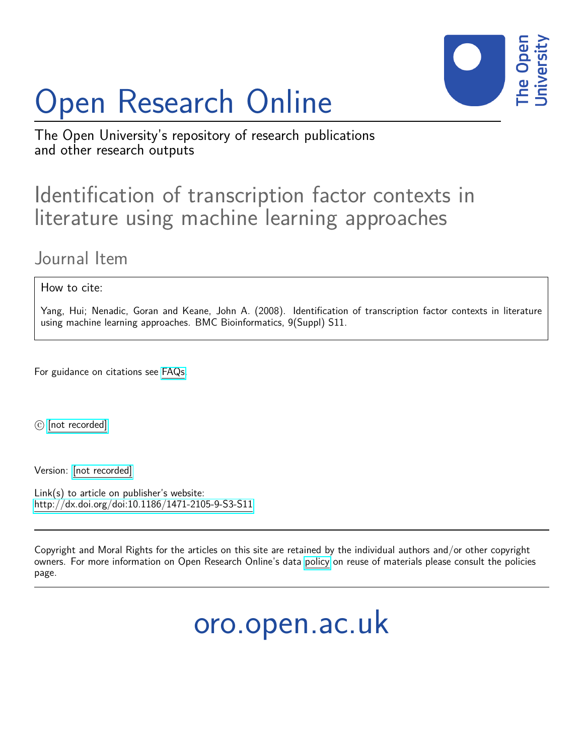# Open Research Online

The Open University's repository of research publications and other research outputs

## Identification of transcription factor contexts in literature using machine learning approaches

### Journal Item

How to cite:

Yang, Hui; Nenadic, Goran and Keane, John A. (2008). Identification of transcription factor contexts in literature using machine learning approaches. BMC Bioinformatics, 9(Suppl) S11.

For guidance on citations see FAQs.

© [not recorded]

Version: [not recorded]

Link(s) to article on publisher's website:
http://dx.doi.org/doi:10.1186/1471-2105-9-S3-S11

Copyright and Moral Rights for the articles on this site are retained by the individual authors and/or other copyright owners. For more information on Open Research Online's data policy on reuse of materials please consult the policies page.

oro.open.ac.uk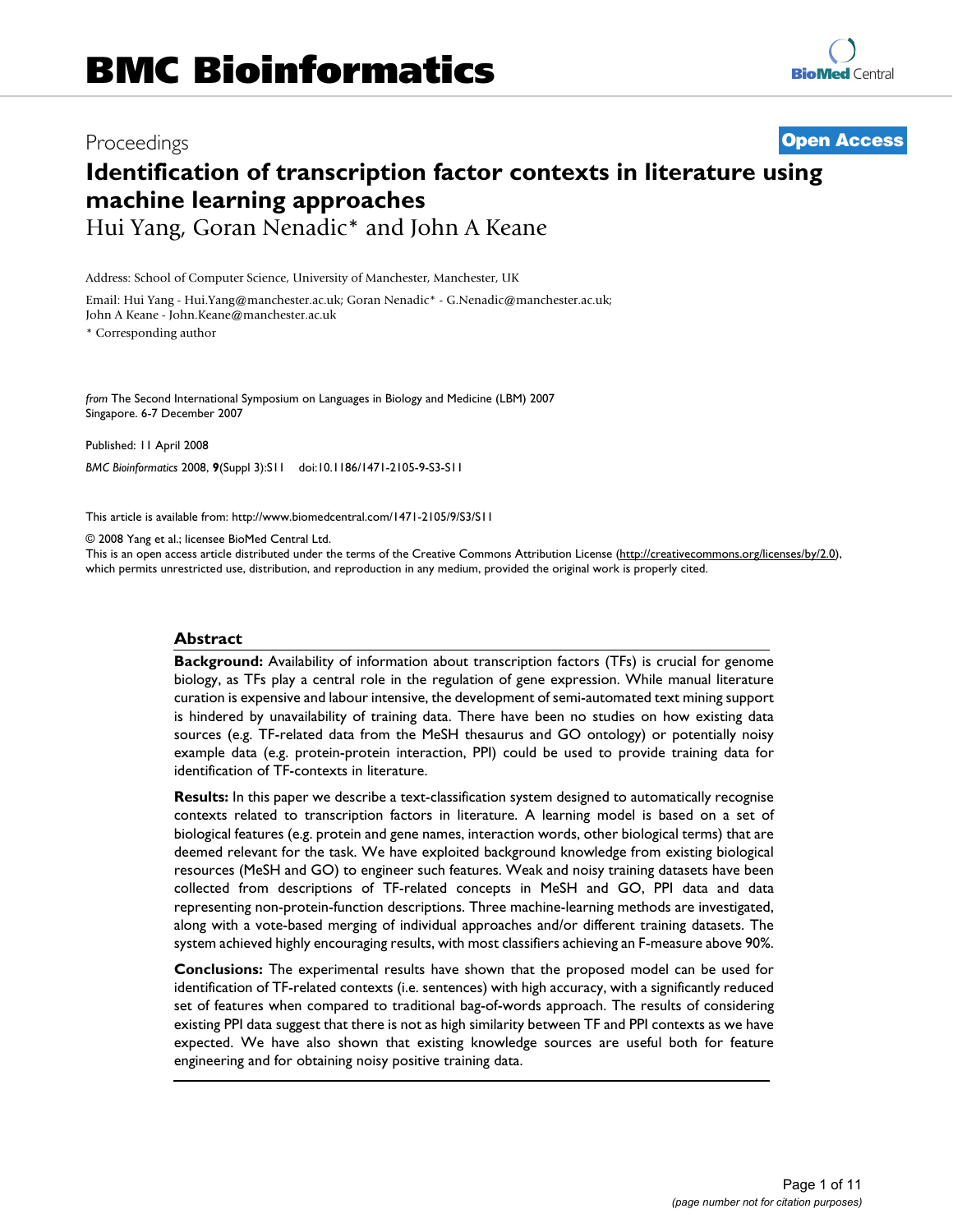Proceedings

**Open Access**

# Identification of transcription factor contexts in literature using machine learning approaches

Hui Yang, Goran Nenadic* and John A Keane

Address: School of Computer Science, University of Manchester, Manchester, UK

Email: Hui Yang - Hui.Yang@manchester.ac.uk; Goran Nenadic* - G.Nenadic@manchester.ac.uk; John A Keane - John.Keane@manchester.ac.uk

* Corresponding author

*from* The Second International Symposium on Languages in Biology and Medicine (LBM) 2007
Singapore. 6-7 December 2007

Published: 11 April 2008

*BMC Bioinformatics* 2008, **9**(Suppl 3):S11 doi:10.1186/1471-2105-9-S3-S11

This article is available from: http://www.biomedcentral.com/1471-2105/9/S3/S11

© 2008 Yang et al.; licensee BioMed Central Ltd.
This is an open access article distributed under the terms of the Creative Commons Attribution License (http://creativecommons.org/licenses/by/2.0), which permits unrestricted use, distribution, and reproduction in any medium, provided the original work is properly cited.

## Abstract

**Background:** Availability of information about transcription factors (TFs) is crucial for genome biology, as TFs play a central role in the regulation of gene expression. While manual literature curation is expensive and labour intensive, the development of semi-automated text mining support is hindered by unavailability of training data. There have been no studies on how existing data sources (e.g. TF-related data from the MeSH thesaurus and GO ontology) or potentially noisy example data (e.g. protein-protein interaction, PPI) could be used to provide training data for identification of TF-contexts in literature.

**Results:** In this paper we describe a text-classification system designed to automatically recognise contexts related to transcription factors in literature. A learning model is based on a set of biological features (e.g. protein and gene names, interaction words, other biological terms) that are deemed relevant for the task. We have exploited background knowledge from existing biological resources (MeSH and GO) to engineer such features. Weak and noisy training datasets have been collected from descriptions of TF-related concepts in MeSH and GO, PPI data and data representing non-protein-function descriptions. Three machine-learning methods are investigated, along with a vote-based merging of individual approaches and/or different training datasets. The system achieved highly encouraging results, with most classifiers achieving an F-measure above 90%.

**Conclusions:** The experimental results have shown that the proposed model can be used for identification of TF-related contexts (i.e. sentences) with high accuracy, with a significantly reduced set of features when compared to traditional bag-of-words approach. The results of considering existing PPI data suggest that there is not as high similarity between TF and PPI contexts as we have expected. We have also shown that existing knowledge sources are useful both for feature engineering and for obtaining noisy positive training data.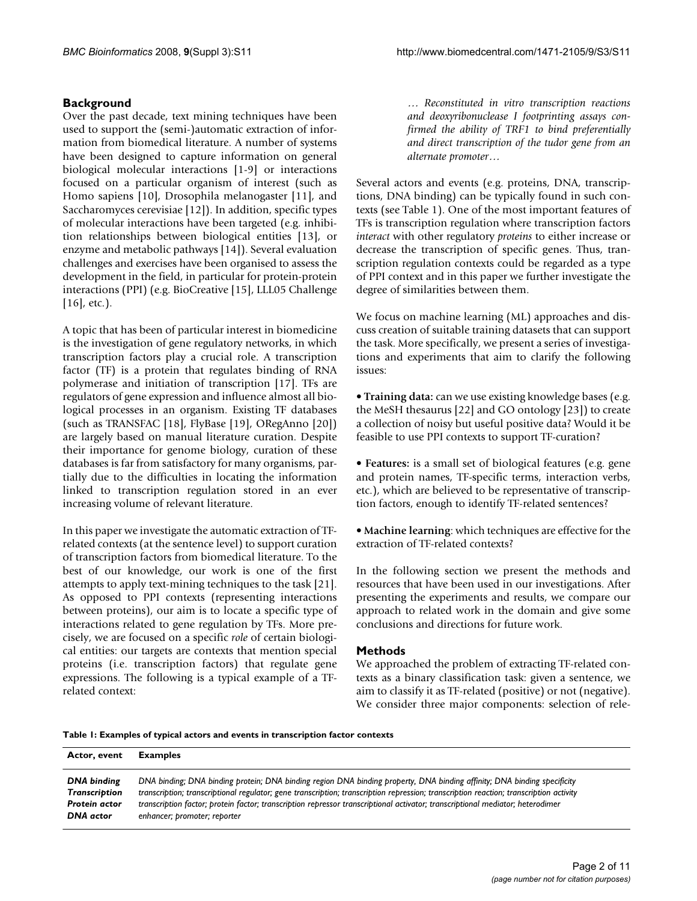## Background

Over the past decade, text mining techniques have been used to support the (semi-)automatic extraction of information from biomedical literature. A number of systems have been designed to capture information on general biological molecular interactions [1-9] or interactions focused on a particular organism of interest (such as Homo sapiens [10], Drosophila melanogaster [11], and Saccharomyces cerevisiae [12]). In addition, specific types of molecular interactions have been targeted (e.g. inhibition relationships between biological entities [13], or enzyme and metabolic pathways [14]). Several evaluation challenges and exercises have been organised to assess the development in the field, in particular for protein-protein interactions (PPI) (e.g. BioCreative [15], LLL05 Challenge [16], etc.).

A topic that has been of particular interest in biomedicine is the investigation of gene regulatory networks, in which transcription factors play a crucial role. A transcription factor (TF) is a protein that regulates binding of RNA polymerase and initiation of transcription [17]. TFs are regulators of gene expression and influence almost all biological processes in an organism. Existing TF databases (such as TRANSFAC [18], FlyBase [19], ORegAnno [20]) are largely based on manual literature curation. Despite their importance for genome biology, curation of these databases is far from satisfactory for many organisms, partially due to the difficulties in locating the information linked to transcription regulation stored in an ever increasing volume of relevant literature.

In this paper we investigate the automatic extraction of TF-related contexts (at the sentence level) to support curation of transcription factors from biomedical literature. To the best of our knowledge, our work is one of the first attempts to apply text-mining techniques to the task [21]. As opposed to PPI contexts (representing interactions between proteins), our aim is to locate a specific type of interactions related to gene regulation by TFs. More precisely, we are focused on a specific *role* of certain biological entities: our targets are contexts that mention special proteins (i.e. transcription factors) that regulate gene expressions. The following is a typical example of a TF-related context:

> *… Reconstituted in vitro transcription reactions and deoxyribonuclease I footprinting assays confirmed the ability of TRF1 to bind preferentially and direct transcription of the tudor gene from an alternate promoter…*

Several actors and events (e.g. proteins, DNA, transcriptions, DNA binding) can be typically found in such contexts (see Table 1). One of the most important features of TFs is transcription regulation where transcription factors *interact* with other regulatory *proteins* to either increase or decrease the transcription of specific genes. Thus, transcription regulation contexts could be regarded as a type of PPI context and in this paper we further investigate the degree of similarities between them.

We focus on machine learning (ML) approaches and discuss creation of suitable training datasets that can support the task. More specifically, we present a series of investigations and experiments that aim to clarify the following issues:

- **Training data:** can we use existing knowledge bases (e.g. the MeSH thesaurus [22] and GO ontology [23]) to create a collection of noisy but useful positive data? Would it be feasible to use PPI contexts to support TF-curation?
- **Features:** is a small set of biological features (e.g. gene and protein names, TF-specific terms, interaction verbs, etc.), which are believed to be representative of transcription factors, enough to identify TF-related sentences?
- **Machine learning**: which techniques are effective for the extraction of TF-related contexts?

In the following section we present the methods and resources that have been used in our investigations. After presenting the experiments and results, we compare our approach to related work in the domain and give some conclusions and directions for future work.

## Methods

We approached the problem of extracting TF-related contexts as a binary classification task: given a sentence, we aim to classify it as TF-related (positive) or not (negative). We consider three major components: selection of rele-

**Table 1: Examples of typical actors and events in transcription factor contexts**

| Actor, event | Examples |
|---|---|
| *DNA binding* | *DNA binding; DNA binding protein; DNA binding region DNA binding property, DNA binding affinity; DNA binding specificity* |
| *Transcription* | *transcription; transcriptional regulator; gene transcription; transcriptional repression; transcription repression; transcription reaction; transcription activity* |
| *Protein actor* | *transcription factor; protein factor; transcription repressor transcriptional activator; transcriptional mediator; heterodimer* |
| *DNA actor* | *enhancer; promoter; reporter* |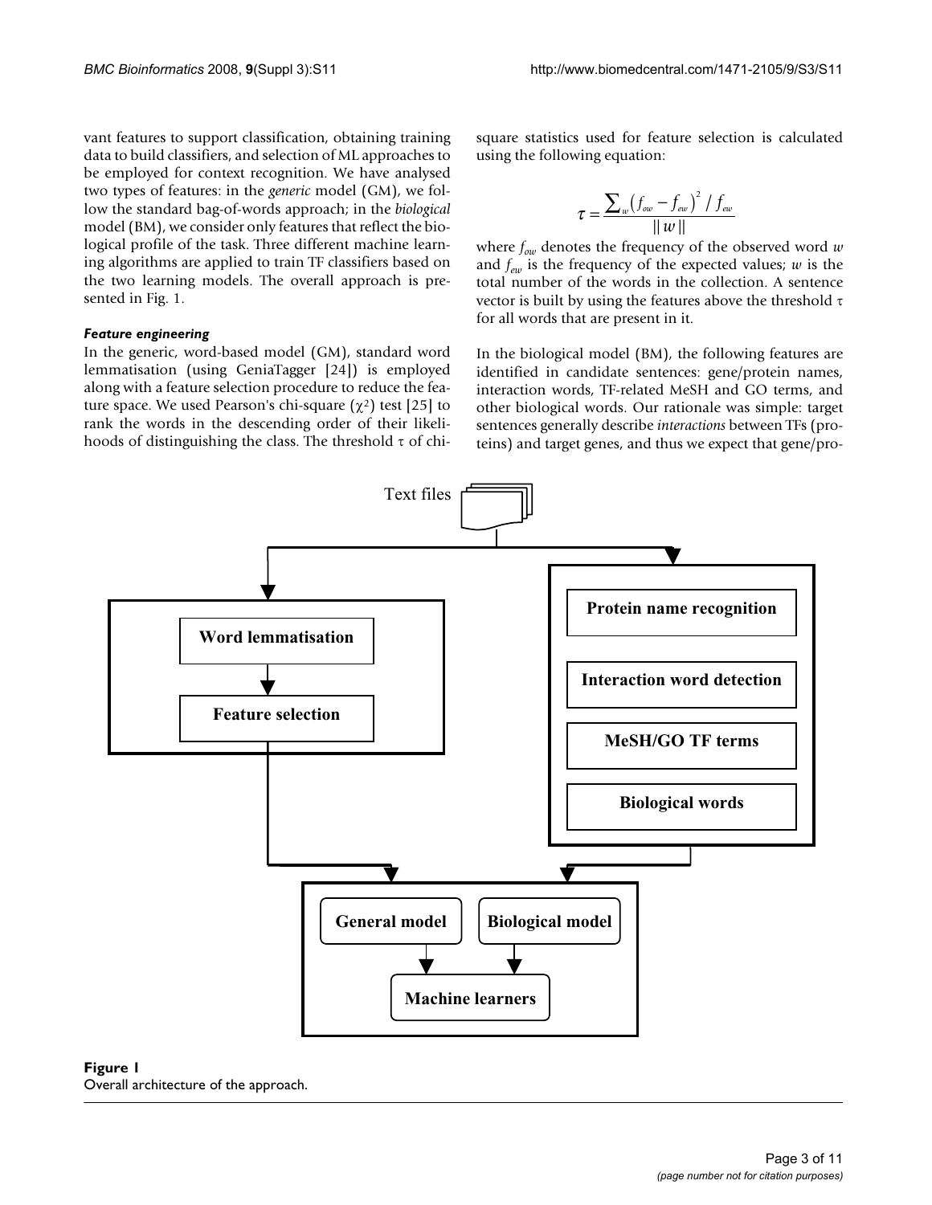vant features to support classification, obtaining training data to build classifiers, and selection of ML approaches to be employed for context recognition. We have analysed two types of features: in the *generic* model (GM), we follow the standard bag-of-words approach; in the *biological* model (BM), we consider only features that reflect the biological profile of the task. Three different machine learning algorithms are applied to train TF classifiers based on the two learning models. The overall approach is presented in Fig. 1.

### *Feature engineering*

In the generic, word-based model (GM), standard word lemmatisation (using GeniaTagger [24]) is employed along with a feature selection procedure to reduce the feature space. We used Pearson's chi-square ($\chi^2$) test [25] to rank the words in the descending order of their likelihoods of distinguishing the class. The threshold $\tau$ of chi-square statistics used for feature selection is calculated using the following equation:

$$\tau = \frac{\sum_{w} \left( f_{ow} - f_{ew} \right)^2 / f_{ew}}{\| w \|}$$

where $f_{ow}$ denotes the frequency of the observed word $w$ and $f_{ew}$ is the frequency of the expected values; $w$ is the total number of the words in the collection. A sentence vector is built by using the features above the threshold $\tau$ for all words that are present in it.

In the biological model (BM), the following features are identified in candidate sentences: gene/protein names, interaction words, TF-related MeSH and GO terms, and other biological words. Our rationale was simple: target sentences generally describe *interactions* between TFs (proteins) and target genes, and thus we expect that gene/pro-

**Figure 1**
Overall architecture of the approach.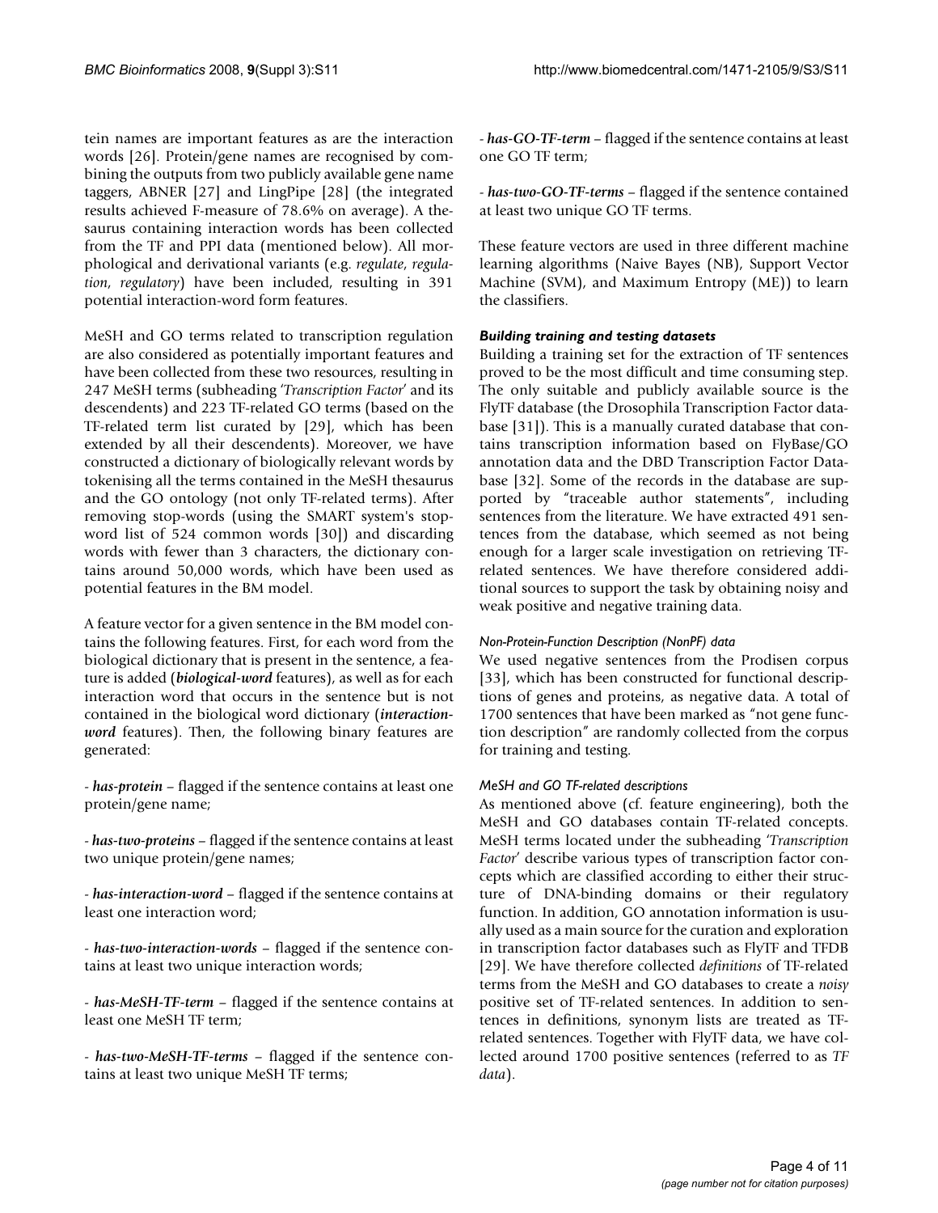tein names are important features as are the interaction words [26]. Protein/gene names are recognised by combining the outputs from two publicly available gene name taggers, ABNER [27] and LingPipe [28] (the integrated results achieved F-measure of 78.6% on average). A thesaurus containing interaction words has been collected from the TF and PPI data (mentioned below). All morphological and derivational variants (e.g. *regulate*, *regulation*, *regulatory*) have been included, resulting in 391 potential interaction-word form features.

MeSH and GO terms related to transcription regulation are also considered as potentially important features and have been collected from these two resources, resulting in 247 MeSH terms (subheading '*Transcription Factor*' and its descendents) and 223 TF-related GO terms (based on the TF-related term list curated by [29], which has been extended by all their descendents). Moreover, we have constructed a dictionary of biologically relevant words by tokenising all the terms contained in the MeSH thesaurus and the GO ontology (not only TF-related terms). After removing stop-words (using the SMART system's stop-word list of 524 common words [30]) and discarding words with fewer than 3 characters, the dictionary contains around 50,000 words, which have been used as potential features in the BM model.

A feature vector for a given sentence in the BM model contains the following features. First, for each word from the biological dictionary that is present in the sentence, a feature is added (***biological-word*** features), as well as for each interaction word that occurs in the sentence but is not contained in the biological word dictionary (***interaction-word*** features). Then, the following binary features are generated:

- ***has-protein*** – flagged if the sentence contains at least one protein/gene name;

- ***has-two-proteins*** – flagged if the sentence contains at least two unique protein/gene names;

- ***has-interaction-word*** – flagged if the sentence contains at least one interaction word;

- ***has-two-interaction-words*** – flagged if the sentence contains at least two unique interaction words;

- ***has-MeSH-TF-term*** – flagged if the sentence contains at least one MeSH TF term;

- ***has-two-MeSH-TF-terms*** – flagged if the sentence contains at least two unique MeSH TF terms;

- ***has-GO-TF-term*** – flagged if the sentence contains at least one GO TF term;

- ***has-two-GO-TF-terms*** – flagged if the sentence contained at least two unique GO TF terms.

These feature vectors are used in three different machine learning algorithms (Naive Bayes (NB), Support Vector Machine (SVM), and Maximum Entropy (ME)) to learn the classifiers.

### Building training and testing datasets

Building a training set for the extraction of TF sentences proved to be the most difficult and time consuming step. The only suitable and publicly available source is the FlyTF database (the Drosophila Transcription Factor database [31]). This is a manually curated database that contains transcription information based on FlyBase/GO annotation data and the DBD Transcription Factor Database [32]. Some of the records in the database are supported by "traceable author statements", including sentences from the literature. We have extracted 491 sentences from the database, which seemed as not being enough for a larger scale investigation on retrieving TF-related sentences. We have therefore considered additional sources to support the task by obtaining noisy and weak positive and negative training data.

#### *Non-Protein-Function Description (NonPF) data*

We used negative sentences from the Prodisen corpus [33], which has been constructed for functional descriptions of genes and proteins, as negative data. A total of 1700 sentences that have been marked as "not gene function description" are randomly collected from the corpus for training and testing.

#### *MeSH and GO TF-related descriptions*

As mentioned above (cf. feature engineering), both the MeSH and GO databases contain TF-related concepts. MeSH terms located under the subheading '*Transcription Factor*' describe various types of transcription factor concepts which are classified according to either their structure of DNA-binding domains or their regulatory function. In addition, GO annotation information is usually used as a main source for the curation and exploration in transcription factor databases such as FlyTF and TFDB [29]. We have therefore collected *definitions* of TF-related terms from the MeSH and GO databases to create a *noisy* positive set of TF-related sentences. In addition to sentences in definitions, synonym lists are treated as TF-related sentences. Together with FlyTF data, we have collected around 1700 positive sentences (referred to as *TF data*).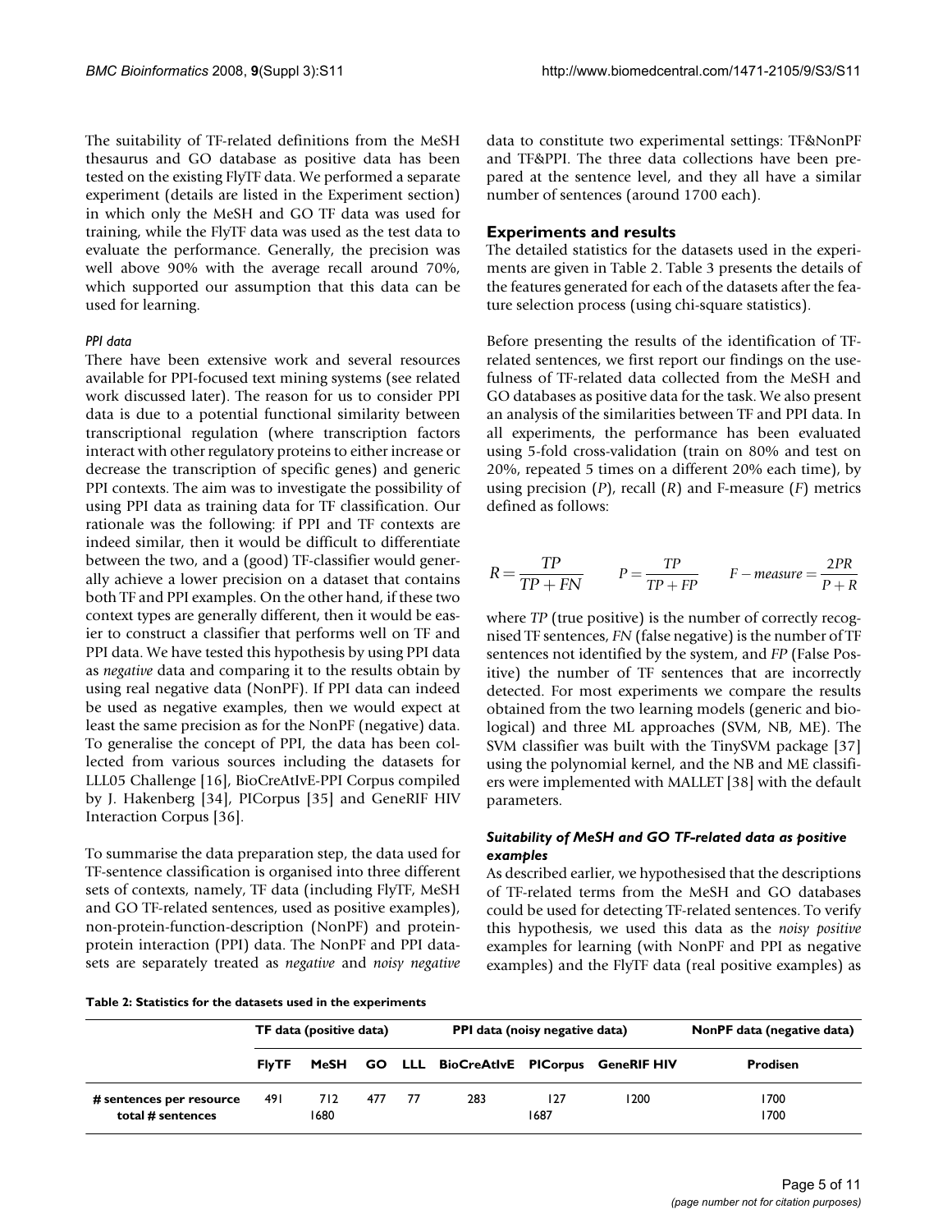The suitability of TF-related definitions from the MeSH thesaurus and GO database as positive data has been tested on the existing FlyTF data. We performed a separate experiment (details are listed in the Experiment section) in which only the MeSH and GO TF data was used for training, while the FlyTF data was used as the test data to evaluate the performance. Generally, the precision was well above 90% with the average recall around 70%, which supported our assumption that this data can be used for learning.

### *PPI data*

There have been extensive work and several resources available for PPI-focused text mining systems (see related work discussed later). The reason for us to consider PPI data is due to a potential functional similarity between transcriptional regulation (where transcription factors interact with other regulatory proteins to either increase or decrease the transcription of specific genes) and generic PPI contexts. The aim was to investigate the possibility of using PPI data as training data for TF classification. Our rationale was the following: if PPI and TF contexts are indeed similar, then it would be difficult to differentiate between the two, and a (good) TF-classifier would generally achieve a lower precision on a dataset that contains both TF and PPI examples. On the other hand, if these two context types are generally different, then it would be easier to construct a classifier that performs well on TF and PPI data. We have tested this hypothesis by using PPI data as *negative* data and comparing it to the results obtain by using real negative data (NonPF). If PPI data can indeed be used as negative examples, then we would expect at least the same precision as for the NonPF (negative) data. To generalise the concept of PPI, the data has been collected from various sources including the datasets for LLL05 Challenge [16], BioCreAtIvE-PPI Corpus compiled by J. Hakenberg [34], PICorpus [35] and GeneRIF HIV Interaction Corpus [36].

To summarise the data preparation step, the data used for TF-sentence classification is organised into three different sets of contexts, namely, TF data (including FlyTF, MeSH and GO TF-related sentences, used as positive examples), non-protein-function-description (NonPF) and protein-protein interaction (PPI) data. The NonPF and PPI datasets are separately treated as *negative* and *noisy negative* data to constitute two experimental settings: TF&NonPF and TF&PPI. The three data collections have been prepared at the sentence level, and they all have a similar number of sentences (around 1700 each).

## Experiments and results

The detailed statistics for the datasets used in the experiments are given in Table 2. Table 3 presents the details of the features generated for each of the datasets after the feature selection process (using chi-square statistics).

Before presenting the results of the identification of TF-related sentences, we first report our findings on the usefulness of TF-related data collected from the MeSH and GO databases as positive data for the task. We also present an analysis of the similarities between TF and PPI data. In all experiments, the performance has been evaluated using 5-fold cross-validation (train on 80% and test on 20%, repeated 5 times on a different 20% each time), by using precision ($P$), recall ($R$) and F-measure ($F$) metrics defined as follows:

$$R = \frac{TP}{TP + FN} \qquad P = \frac{TP}{TP + FP} \qquad F - measure = \frac{2PR}{P + R}$$

where $TP$ (true positive) is the number of correctly recognised TF sentences, $FN$ (false negative) is the number of TF sentences not identified by the system, and $FP$ (False Positive) the number of TF sentences that are incorrectly detected. For most experiments we compare the results obtained from the two learning models (generic and biological) and three ML approaches (SVM, NB, ME). The SVM classifier was built with the TinySVM package [37] using the polynomial kernel, and the NB and ME classifiers were implemented with MALLET [38] with the default parameters.

### *Suitability of MeSH and GO TF-related data as positive examples*

As described earlier, we hypothesised that the descriptions of TF-related terms from the MeSH and GO databases could be used for detecting TF-related sentences. To verify this hypothesis, we used this data as the *noisy positive* examples for learning (with NonPF and PPI as negative examples) and the FlyTF data (real positive examples) as

**Table 2: Statistics for the datasets used in the experiments**

| | TF data (positive data) | | | PPI data (noisy negative data) | | | | NonPF data (negative data) |
|---|---|---|---|---|---|---|---|---|
| | **FlyTF** | **MeSH** | **GO** | **LLL** | **BioCreAtIvE** | **PICorpus** | **GeneRIF HIV** | **Prodisen** |
| **# sentences per resource** | 491 | 712 | 477 | 77 | 283 | 127 | 1200 | 1700 |
| **total # sentences** | | 1680 | | | | 1687 | | 1700 |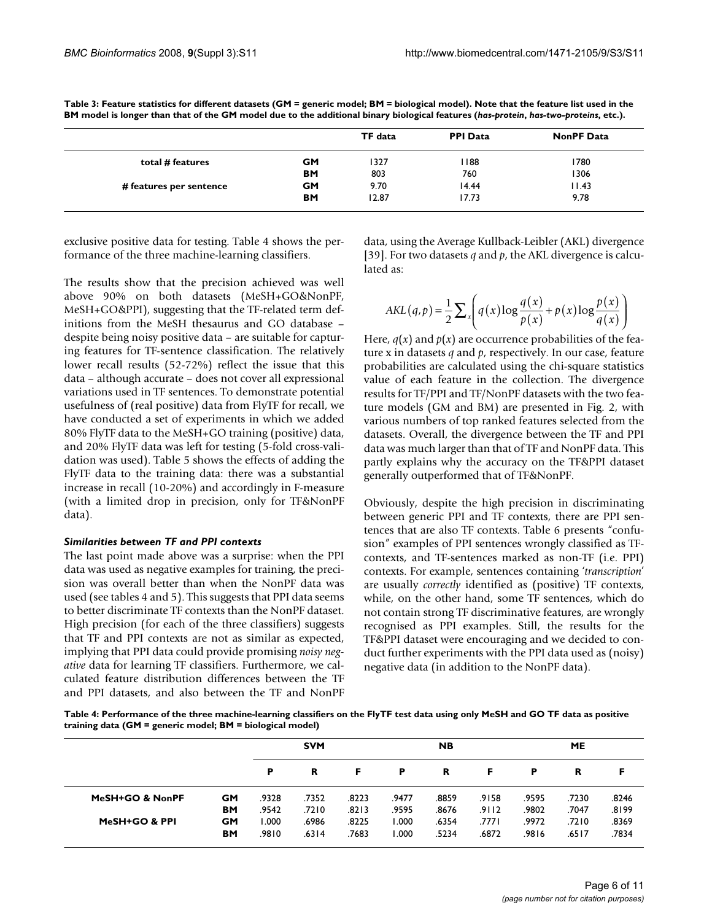**Table 3: Feature statistics for different datasets (GM = generic model; BM = biological model). Note that the feature list used in the BM model is longer than that of the GM model due to the additional binary biological features (*has-protein*, *has-two-proteins*, etc.).**

| | | TF data | PPI Data | NonPF Data |
|---|---|---|---|---|
| total # features | GM | 1327 | 1188 | 1780 |
| | BM | 803 | 760 | 1306 |
| # features per sentence | GM | 9.70 | 14.44 | 11.43 |
| | BM | 12.87 | 17.73 | 9.78 |

exclusive positive data for testing. Table 4 shows the performance of the three machine-learning classifiers.

The results show that the precision achieved was well above 90% on both datasets (MeSH+GO&NonPF, MeSH+GO&PPI), suggesting that the TF-related term definitions from the MeSH thesaurus and GO database – despite being noisy positive data – are suitable for capturing features for TF-sentence classification. The relatively lower recall results (52-72%) reflect the issue that this data – although accurate – does not cover all expressional variations used in TF sentences. To demonstrate potential usefulness of (real positive) data from FlyTF for recall, we have conducted a set of experiments in which we added 80% FlyTF data to the MeSH+GO training (positive) data, and 20% FlyTF data was left for testing (5-fold cross-validation was used). Table 5 shows the effects of adding the FlyTF data to the training data: there was a substantial increase in recall (10-20%) and accordingly in F-measure (with a limited drop in precision, only for TF&NonPF data).

### *Similarities between TF and PPI contexts*

The last point made above was a surprise: when the PPI data was used as negative examples for training, the precision was overall better than when the NonPF data was used (see tables 4 and 5). This suggests that PPI data seems to better discriminate TF contexts than the NonPF dataset. High precision (for each of the three classifiers) suggests that TF and PPI contexts are not as similar as expected, implying that PPI data could provide promising *noisy negative* data for learning TF classifiers. Furthermore, we calculated feature distribution differences between the TF and PPI datasets, and also between the TF and NonPF data, using the Average Kullback-Leibler (AKL) divergence [39]. For two datasets $q$ and $p$, the AKL divergence is calculated as:

$$AKL(q,p) = \frac{1}{2}\sum_x \left( q(x)\log\frac{q(x)}{p(x)} + p(x)\log\frac{p(x)}{q(x)} \right)$$

Here, $q(x)$ and $p(x)$ are occurrence probabilities of the feature x in datasets $q$ and $p$, respectively. In our case, feature probabilities are calculated using the chi-square statistics value of each feature in the collection. The divergence results for TF/PPI and TF/NonPF datasets with the two feature models (GM and BM) are presented in Fig. 2, with various numbers of top ranked features selected from the datasets. Overall, the divergence between the TF and PPI data was much larger than that of TF and NonPF data. This partly explains why the accuracy on the TF&PPI dataset generally outperformed that of TF&NonPF.

Obviously, despite the high precision in discriminating between generic PPI and TF contexts, there are PPI sentences that are also TF contexts. Table 6 presents "confusion" examples of PPI sentences wrongly classified as TF-contexts, and TF-sentences marked as non-TF (i.e. PPI) contexts. For example, sentences containing '*transcription*' are usually *correctly* identified as (positive) TF contexts, while, on the other hand, some TF sentences, which do not contain strong TF discriminative features, are wrongly recognised as PPI examples. Still, the results for the TF&PPI dataset were encouraging and we decided to conduct further experiments with the PPI data used as (noisy) negative data (in addition to the NonPF data).

**Table 4: Performance of the three machine-learning classifiers on the FlyTF test data using only MeSH and GO TF data as positive training data (GM = generic model; BM = biological model)**

| | | SVM | | | NB | | | ME | | |
|---|---|---|---|---|---|---|---|---|---|---|
| | | P | R | F | P | R | F | P | R | F |
| MeSH+GO & NonPF | GM | .9328 | .7352 | .8223 | .9477 | .8859 | .9158 | .9595 | .7230 | .8246 |
| | BM | .9542 | .7210 | .8213 | .9595 | .8676 | .9112 | .9802 | .7047 | .8199 |
| MeSH+GO & PPI | GM | 1.000 | .6986 | .8225 | 1.000 | .6354 | .7771 | .9972 | .7210 | .8369 |
| | BM | .9810 | .6314 | .7683 | 1.000 | .5234 | .6872 | .9816 | .6517 | .7834 |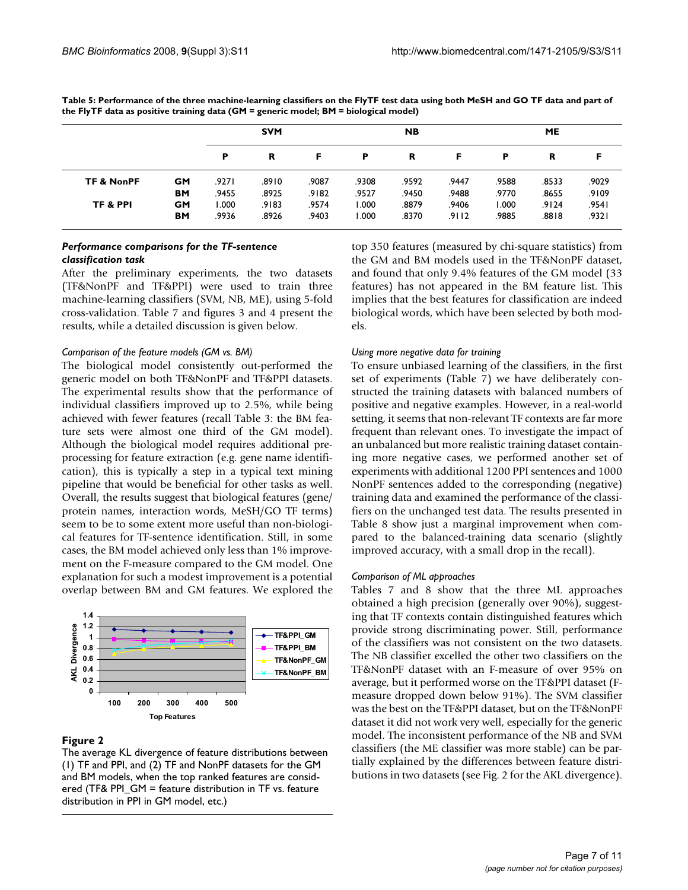**Table 5: Performance of the three machine-learning classifiers on the FlyTF test data using both MeSH and GO TF data and part of the FlyTF data as positive training data (GM = generic model; BM = biological model)**

| | | SVM | | | NB | | | ME | | |
|---|---|---|---|---|---|---|---|---|---|---|
| | | P | R | F | P | R | F | P | R | F |
| TF & NonPF | GM | .9271 | .8910 | .9087 | .9308 | .9592 | .9447 | .9588 | .8533 | .9029 |
| | BM | .9455 | .8925 | .9182 | .9527 | .9450 | .9488 | .9770 | .8655 | .9109 |
| TF & PPI | GM | 1.000 | .9183 | .9574 | 1.000 | .8879 | .9406 | 1.000 | .9124 | .9541 |
| | BM | .9936 | .8926 | .9403 | 1.000 | .8370 | .9112 | .9885 | .8818 | .9321 |

### Performance comparisons for the TF-sentence classification task

After the preliminary experiments, the two datasets (TF&NonPF and TF&PPI) were used to train three machine-learning classifiers (SVM, NB, ME), using 5-fold cross-validation. Table 7 and figures 3 and 4 present the results, while a detailed discussion is given below.

#### *Comparison of the feature models (GM vs. BM)*

The biological model consistently out-performed the generic model on both TF&NonPF and TF&PPI datasets. The experimental results show that the performance of individual classifiers improved up to 2.5%, while being achieved with fewer features (recall Table 3: the BM feature sets were almost one third of the GM model). Although the biological model requires additional pre-processing for feature extraction (e.g. gene name identification), this is typically a step in a typical text mining pipeline that would be beneficial for other tasks as well. Overall, the results suggest that biological features (gene/protein names, interaction words, MeSH/GO TF terms) seem to be to some extent more useful than non-biological features for TF-sentence identification. Still, in some cases, the BM model achieved only less than 1% improvement on the F-measure compared to the GM model. One explanation for such a modest improvement is a potential overlap between BM and GM features. We explored the top 350 features (measured by chi-square statistics) from the GM and BM models used in the TF&NonPF dataset, and found that only 9.4% features of the GM model (33 features) has not appeared in the BM feature list. This implies that the best features for classification are indeed biological words, which have been selected by both models.

**Figure 2**

The average KL divergence of feature distributions between (1) TF and PPI, and (2) TF and NonPF datasets for the GM and BM models, when the top ranked features are considered (TF& PPI_GM = feature distribution in TF vs. feature distribution in PPI in GM model, etc.)

#### *Using more negative data for training*

To ensure unbiased learning of the classifiers, in the first set of experiments (Table 7) we have deliberately constructed the training datasets with balanced numbers of positive and negative examples. However, in a real-world setting, it seems that non-relevant TF contexts are far more frequent than relevant ones. To investigate the impact of an unbalanced but more realistic training dataset containing more negative cases, we performed another set of experiments with additional 1200 PPI sentences and 1000 NonPF sentences added to the corresponding (negative) training data and examined the performance of the classifiers on the unchanged test data. The results presented in Table 8 show just a marginal improvement when compared to the balanced-training data scenario (slightly improved accuracy, with a small drop in the recall).

#### *Comparison of ML approaches*

Tables 7 and 8 show that the three ML approaches obtained a high precision (generally over 90%), suggesting that TF contexts contain distinguished features which provide strong discriminating power. Still, performance of the classifiers was not consistent on the two datasets. The NB classifier excelled the other two classifiers on the TF&NonPF dataset with an F-measure of over 95% on average, but it performed worse on the TF&PPI dataset (F-measure dropped down below 91%). The SVM classifier was the best on the TF&PPI dataset, but on the TF&NonPF dataset it did not work very well, especially for the generic model. The inconsistent performance of the NB and SVM classifiers (the ME classifier was more stable) can be partially explained by the differences between feature distributions in two datasets (see Fig. 2 for the AKL divergence).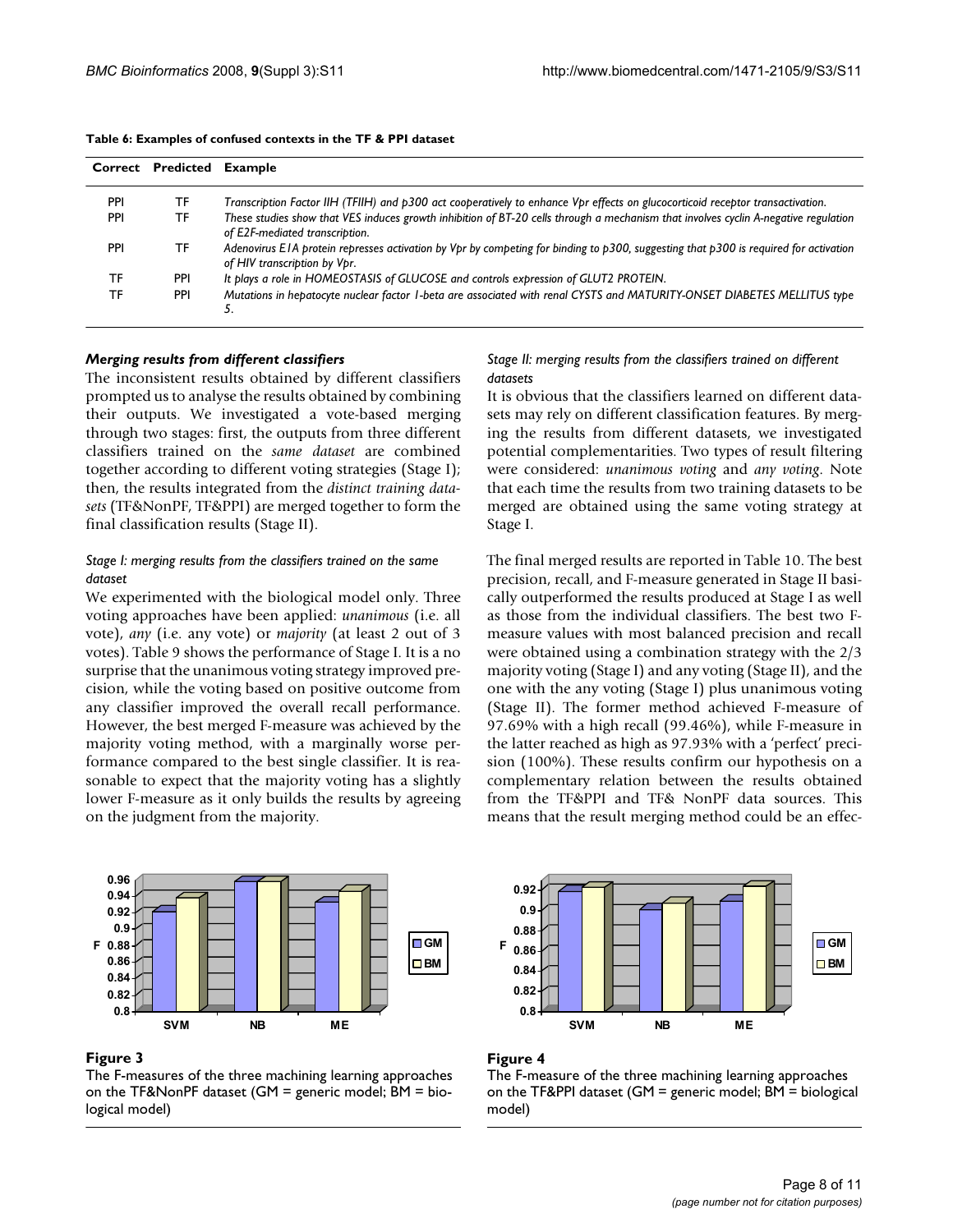**Table 6: Examples of confused contexts in the TF & PPI dataset**

| Correct | Predicted | Example |
| --- | --- | --- |
| PPI | TF | *Transcription Factor IIH (TFIIH) and p300 act cooperatively to enhance Vpr effects on glucocorticoid receptor transactivation.* |
| PPI | TF | *These studies show that VES induces growth inhibition of BT-20 cells through a mechanism that involves cyclin A-negative regulation of E2F-mediated transcription.* |
| PPI | TF | *Adenovirus E1A protein represses activation by Vpr by competing for binding to p300, suggesting that p300 is required for activation of HIV transcription by Vpr.* |
| TF | PPI | *It plays a role in HOMEOSTASIS of GLUCOSE and controls expression of GLUT2 PROTEIN.* |
| TF | PPI | *Mutations in hepatocyte nuclear factor 1-beta are associated with renal CYSTS and MATURITY-ONSET DIABETES MELLITUS type 5.* |

### *Merging results from different classifiers*

The inconsistent results obtained by different classifiers prompted us to analyse the results obtained by combining their outputs. We investigated a vote-based merging through two stages: first, the outputs from three different classifiers trained on the *same dataset* are combined together according to different voting strategies (Stage I); then, the results integrated from the *distinct training datasets* (TF&NonPF, TF&PPI) are merged together to form the final classification results (Stage II).

#### *Stage I: merging results from the classifiers trained on the same dataset*

We experimented with the biological model only. Three voting approaches have been applied: *unanimous* (i.e. all vote), *any* (i.e. any vote) or *majority* (at least 2 out of 3 votes). Table 9 shows the performance of Stage I. It is a no surprise that the unanimous voting strategy improved precision, while the voting based on positive outcome from any classifier improved the overall recall performance. However, the best merged F-measure was achieved by the majority voting method, with a marginally worse performance compared to the best single classifier. It is reasonable to expect that the majority voting has a slightly lower F-measure as it only builds the results by agreeing on the judgment from the majority.

#### *Stage II: merging results from the classifiers trained on different datasets*

It is obvious that the classifiers learned on different datasets may rely on different classification features. By merging the results from different datasets, we investigated potential complementarities. Two types of result filtering were considered: *unanimous voting* and *any voting*. Note that each time the results from two training datasets to be merged are obtained using the same voting strategy at Stage I.

The final merged results are reported in Table 10. The best precision, recall, and F-measure generated in Stage II basically outperformed the results produced at Stage I as well as those from the individual classifiers. The best two F-measure values with most balanced precision and recall were obtained using a combination strategy with the 2/3 majority voting (Stage I) and any voting (Stage II), and the one with the any voting (Stage I) plus unanimous voting (Stage II). The former method achieved F-measure of 97.69% with a high recall (99.46%), while F-measure in the latter reached as high as 97.93% with a 'perfect' precision (100%). These results confirm our hypothesis on a complementary relation between the results obtained from the TF&PPI and TF& NonPF data sources. This means that the result merging method could be an effec-

**Figure 3**

The F-measures of the three machining learning approaches on the TF&NonPF dataset (GM = generic model; BM = biological model)

**Figure 4**

The F-measure of the three machining learning approaches on the TF&PPI dataset (GM = generic model; BM = biological model)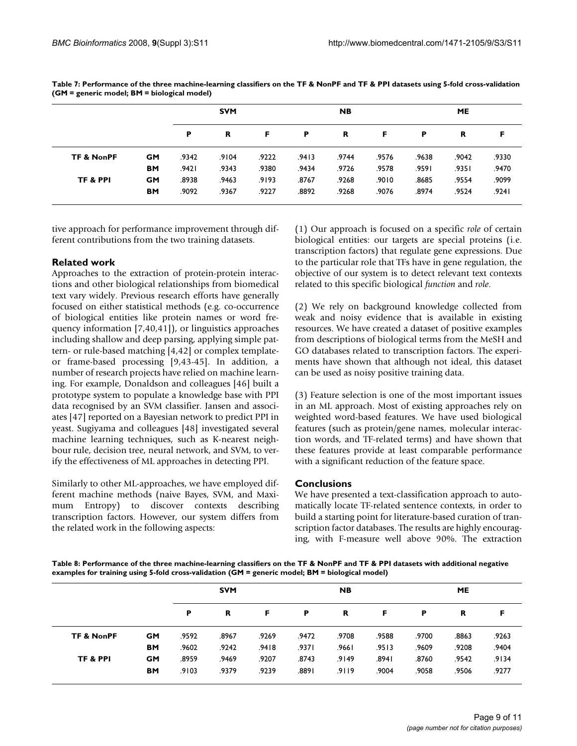**Table 7: Performance of the three machine-learning classifiers on the TF & NonPF and TF & PPI datasets using 5-fold cross-validation (GM = generic model; BM = biological model)**

| | | SVM | | | NB | | | ME | | |
|---|---|---|---|---|---|---|---|---|---|---|
| | | P | R | F | P | R | F | P | R | F |
| **TF & NonPF** | **GM** | .9342 | .9104 | .9222 | .9413 | .9744 | .9576 | .9638 | .9042 | .9330 |
| | **BM** | .9421 | .9343 | .9380 | .9434 | .9726 | .9578 | .9591 | .9351 | .9470 |
| **TF & PPI** | **GM** | .8938 | .9463 | .9193 | .8767 | .9268 | .9010 | .8685 | .9554 | .9099 |
| | **BM** | .9092 | .9367 | .9227 | .8892 | .9268 | .9076 | .8974 | .9524 | .9241 |

tive approach for performance improvement through different contributions from the two training datasets.

## Related work

Approaches to the extraction of protein-protein interactions and other biological relationships from biomedical text vary widely. Previous research efforts have generally focused on either statistical methods (e.g. co-occurrence of biological entities like protein names or word frequency information [7,40,41]), or linguistics approaches including shallow and deep parsing, applying simple pattern- or rule-based matching [4,42] or complex template- or frame-based processing [9,43-45]. In addition, a number of research projects have relied on machine learning. For example, Donaldson and colleagues [46] built a prototype system to populate a knowledge base with PPI data recognised by an SVM classifier. Jansen and associates [47] reported on a Bayesian network to predict PPI in yeast. Sugiyama and colleagues [48] investigated several machine learning techniques, such as K-nearest neighbour rule, decision tree, neural network, and SVM, to verify the effectiveness of ML approaches in detecting PPI.

Similarly to other ML-approaches, we have employed different machine methods (naive Bayes, SVM, and Maximum Entropy) to discover contexts describing transcription factors. However, our system differs from the related work in the following aspects:

(1) Our approach is focused on a specific *role* of certain biological entities: our targets are special proteins (i.e. transcription factors) that regulate gene expressions. Due to the particular role that TFs have in gene regulation, the objective of our system is to detect relevant text contexts related to this specific biological *function* and *role*.

(2) We rely on background knowledge collected from weak and noisy evidence that is available in existing resources. We have created a dataset of positive examples from descriptions of biological terms from the MeSH and GO databases related to transcription factors. The experiments have shown that although not ideal, this dataset can be used as noisy positive training data.

(3) Feature selection is one of the most important issues in an ML approach. Most of existing approaches rely on weighted word-based features. We have used biological features (such as protein/gene names, molecular interaction words, and TF-related terms) and have shown that these features provide at least comparable performance with a significant reduction of the feature space.

## Conclusions

We have presented a text-classification approach to automatically locate TF-related sentence contexts, in order to build a starting point for literature-based curation of transcription factor databases. The results are highly encouraging, with F-measure well above 90%. The extraction

**Table 8: Performance of the three machine-learning classifiers on the TF & NonPF and TF & PPI datasets with additional negative examples for training using 5-fold cross-validation (GM = generic model; BM = biological model)**

| | | SVM | | | NB | | | ME | | |
|---|---|---|---|---|---|---|---|---|---|---|
| | | P | R | F | P | R | F | P | R | F |
| **TF & NonPF** | **GM** | .9592 | .8967 | .9269 | .9472 | .9708 | .9588 | .9700 | .8863 | .9263 |
| | **BM** | .9602 | .9242 | .9418 | .9371 | .9661 | .9513 | .9609 | .9208 | .9404 |
| **TF & PPI** | **GM** | .8959 | .9469 | .9207 | .8743 | .9149 | .8941 | .8760 | .9542 | .9134 |
| | **BM** | .9103 | .9379 | .9239 | .8891 | .9119 | .9004 | .9058 | .9506 | .9277 |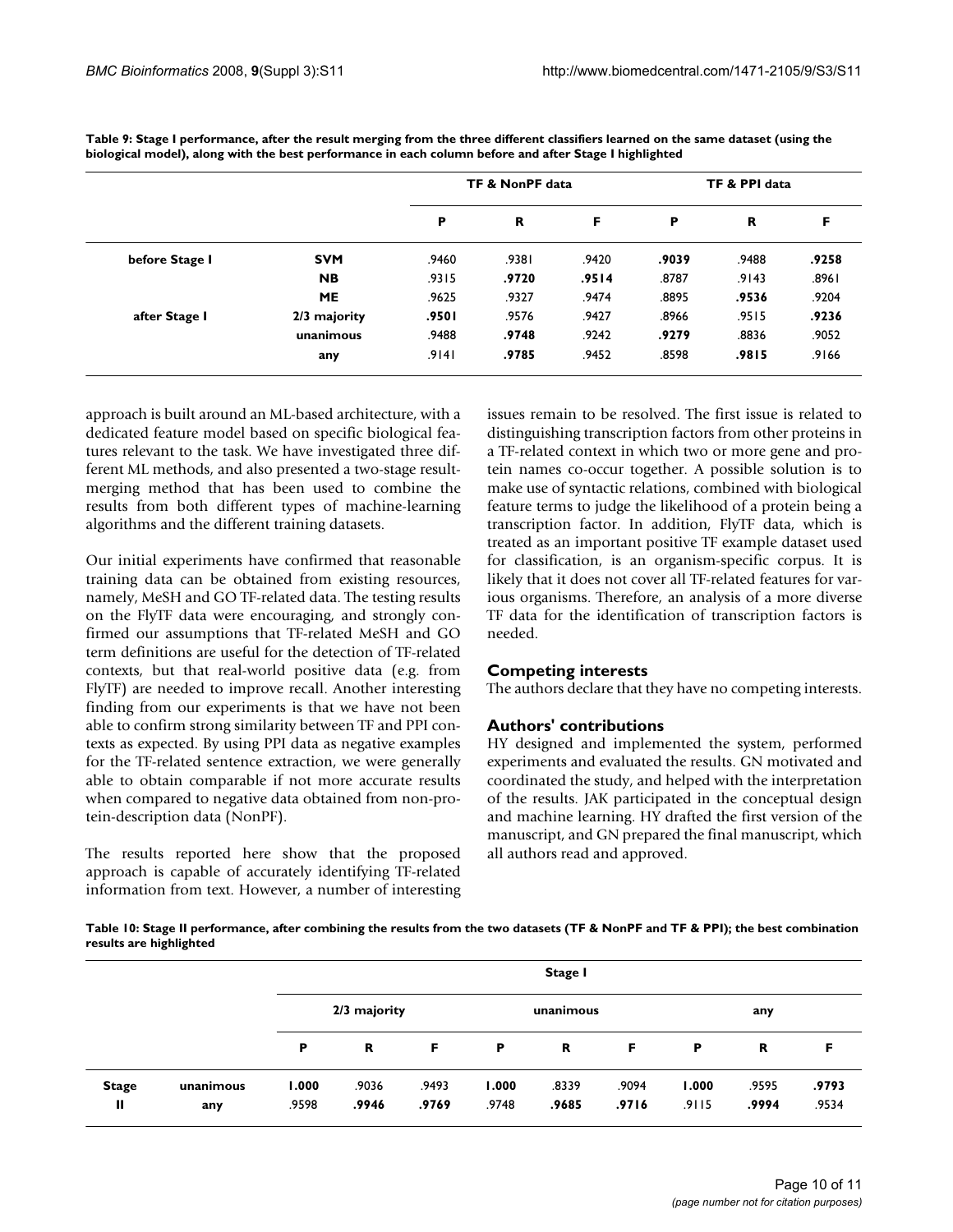**Table 9: Stage I performance, after the result merging from the three different classifiers learned on the same dataset (using the biological model), along with the best performance in each column before and after Stage I highlighted**

| | | TF & NonPF data | | | TF & PPI data | | |
|---|---|---|---|---|---|---|---|
| | | **P** | **R** | **F** | **P** | **R** | **F** |
| **before Stage I** | **SVM** | .9460 | .9381 | .9420 | **.9039** | .9488 | **.9258** |
| | **NB** | .9315 | **.9720** | **.9514** | .8787 | .9143 | .8961 |
| | **ME** | .9625 | .9327 | .9474 | .8895 | **.9536** | .9204 |
| **after Stage I** | **2/3 majority** | **.9501** | .9576 | .9427 | .8966 | .9515 | **.9236** |
| | **unanimous** | .9488 | **.9748** | .9242 | **.9279** | .8836 | .9052 |
| | **any** | .9141 | **.9785** | .9452 | .8598 | **.9815** | .9166 |

approach is built around an ML-based architecture, with a dedicated feature model based on specific biological features relevant to the task. We have investigated three different ML methods, and also presented a two-stage result-merging method that has been used to combine the results from both different types of machine-learning algorithms and the different training datasets.

Our initial experiments have confirmed that reasonable training data can be obtained from existing resources, namely, MeSH and GO TF-related data. The testing results on the FlyTF data were encouraging, and strongly confirmed our assumptions that TF-related MeSH and GO term definitions are useful for the detection of TF-related contexts, but that real-world positive data (e.g. from FlyTF) are needed to improve recall. Another interesting finding from our experiments is that we have not been able to confirm strong similarity between TF and PPI contexts as expected. By using PPI data as negative examples for the TF-related sentence extraction, we were generally able to obtain comparable if not more accurate results when compared to negative data obtained from non-protein-description data (NonPF).

The results reported here show that the proposed approach is capable of accurately identifying TF-related information from text. However, a number of interesting issues remain to be resolved. The first issue is related to distinguishing transcription factors from other proteins in a TF-related context in which two or more gene and protein names co-occur together. A possible solution is to make use of syntactic relations, combined with biological feature terms to judge the likelihood of a protein being a transcription factor. In addition, FlyTF data, which is treated as an important positive TF example dataset used for classification, is an organism-specific corpus. It is likely that it does not cover all TF-related features for various organisms. Therefore, an analysis of a more diverse TF data for the identification of transcription factors is needed.

## Competing interests

The authors declare that they have no competing interests.

## Authors' contributions

HY designed and implemented the system, performed experiments and evaluated the results. GN motivated and coordinated the study, and helped with the interpretation of the results. JAK participated in the conceptual design and machine learning. HY drafted the first version of the manuscript, and GN prepared the final manuscript, which all authors read and approved.

**Table 10: Stage II performance, after combining the results from the two datasets (TF & NonPF and TF & PPI); the best combination results are highlighted**

| | | Stage I | | | | | | | | |
|---|---|---|---|---|---|---|---|---|---|---|
| | | 2/3 majority | | | unanimous | | | any | | |
| | | **P** | **R** | **F** | **P** | **R** | **F** | **P** | **R** | **F** |
| **Stage II** | unanimous | **1.000** | .9036 | .9493 | **1.000** | .8339 | .9094 | **1.000** | .9595 | **.9793** |
| | any | .9598 | **.9946** | **.9769** | .9748 | **.9685** | **.9716** | .9115 | **.9994** | .9534 |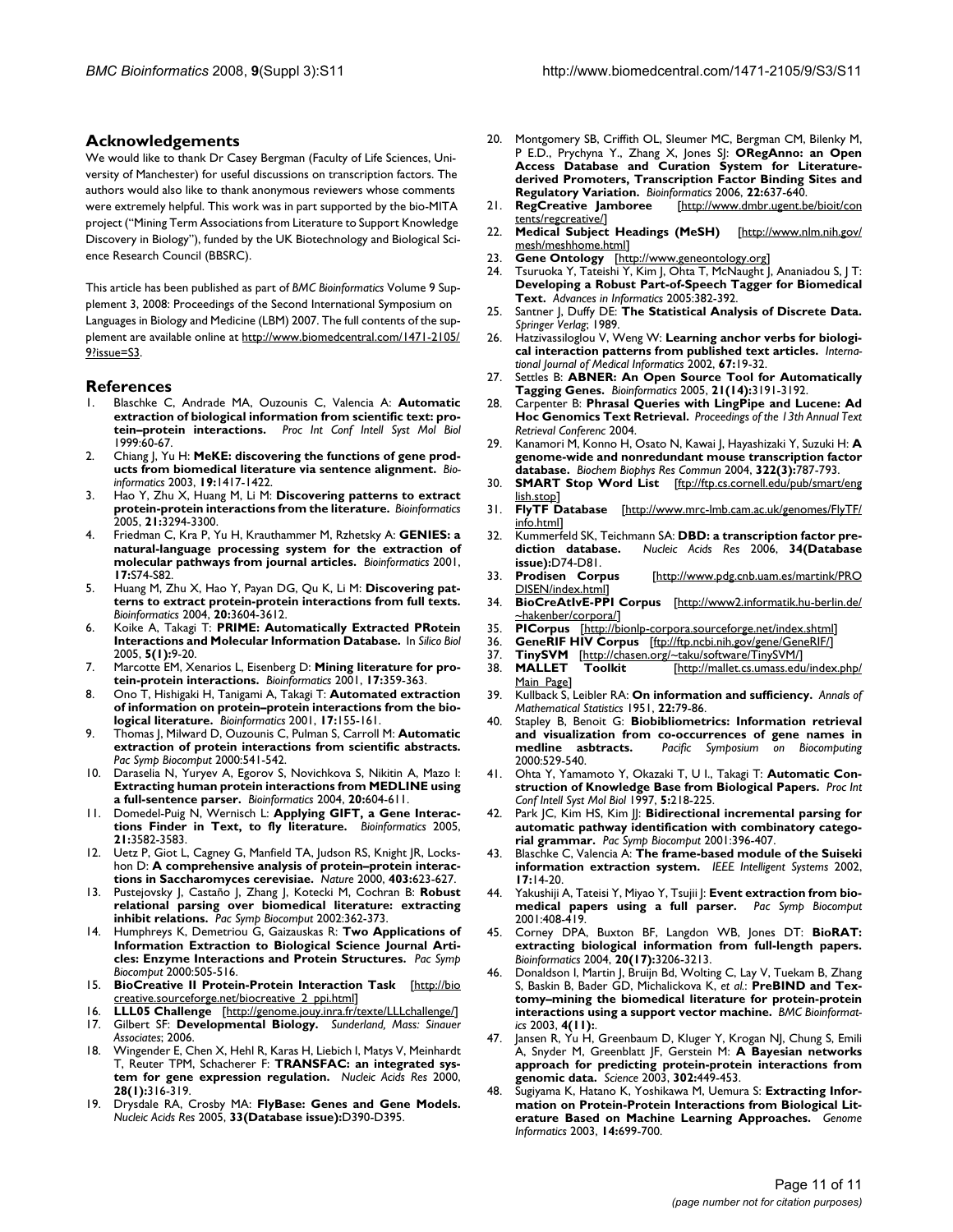## Acknowledgements

We would like to thank Dr Casey Bergman (Faculty of Life Sciences, University of Manchester) for useful discussions on transcription factors. The authors would also like to thank anonymous reviewers whose comments were extremely helpful. This work was in part supported by the bio-MITA project ("Mining Term Associations from Literature to Support Knowledge Discovery in Biology"), funded by the UK Biotechnology and Biological Science Research Council (BBSRC).

This article has been published as part of *BMC Bioinformatics* Volume 9 Supplement 3, 2008: Proceedings of the Second International Symposium on Languages in Biology and Medicine (LBM) 2007. The full contents of the supplement are available online at http://www.biomedcentral.com/1471-2105/9?issue=S3.

## References

1. Blaschke C, Andrade MA, Ouzounis C, Valencia A: **Automatic extraction of biological information from scientific text: protein–protein interactions.** *Proc Int Conf Intell Syst Mol Biol* 1999:60-67.
2. Chiang J, Yu H: **MeKE: discovering the functions of gene products from biomedical literature via sentence alignment.** *Bioinformatics* 2003, **19:**1417-1422.
3. Hao Y, Zhu X, Huang M, Li M: **Discovering patterns to extract protein-protein interactions from the literature.** *Bioinformatics* 2005, **21:**3294-3300.
4. Friedman C, Kra P, Yu H, Krauthammer M, Rzhetsky A: **GENIES: a natural-language processing system for the extraction of molecular pathways from journal articles.** *Bioinformatics* 2001, **17:**S74-S82.
5. Huang M, Zhu X, Hao Y, Payan DG, Qu K, Li M: **Discovering patterns to extract protein-protein interactions from full texts.** *Bioinformatics* 2004, **20:**3604-3612.
6. Koike A, Takagi T: **PRIME: Automatically Extracted PRotein Interactions and Molecular Information Database.** *In Silico Biol* 2005, **5(1):**9-20.
7. Marcotte EM, Xenarios L, Eisenberg D: **Mining literature for protein-protein interactions.** *Bioinformatics* 2001, **17:**359-363.
8. Ono T, Hishigaki H, Tanigami A, Takagi T: **Automated extraction of information on protein–protein interactions from the biological literature.** *Bioinformatics* 2001, **17:**155-161.
9. Thomas J, Milward D, Ouzounis C, Pulman S, Carroll M: **Automatic extraction of protein interactions from scientific abstracts.** *Pac Symp Biocomput* 2000:541-542.
10. Daraselia N, Yuryev A, Egorov S, Novichkova S, Nikitin A, Mazo I: **Extracting human protein interactions from MEDLINE using a full-sentence parser.** *Bioinformatics* 2004, **20:**604-611.
11. Domedel-Puig N, Wernisch L: **Applying GIFT, a Gene Interactions Finder in Text, to fly literature.** *Bioinformatics* 2005, **21:**3582-3583.
12. Uetz P, Giot L, Cagney G, Manfield TA, Judson RS, Knight JR, Lockshon D: **A comprehensive analysis of protein–protein interactions in Saccharomyces cerevisiae.** *Nature* 2000, **403:**623-627.
13. Pustejovsky J, Castaño J, Zhang J, Kotecki M, Cochran B: **Robust relational parsing over biomedical literature: extracting inhibit relations.** *Pac Symp Biocomput* 2002:362-373.
14. Humphreys K, Demetriou G, Gaizauskas R: **Two Applications of Information Extraction to Biological Science Journal Articles: Enzyme Interactions and Protein Structures.** *Pac Symp Biocomput* 2000:505-516.
15. **BioCreative II Protein-Protein Interaction Task** [http://biocreative.sourceforge.net/biocreative_2_ppi.html]
16. **LLL05 Challenge** [http://genome.jouy.inra.fr/texte/LLLchallenge/]
17. Gilbert SF: **Developmental Biology.** *Sunderland, Mass: Sinauer Associates*; 2006.
18. Wingender E, Chen X, Hehl R, Karas H, Liebich I, Matys V, Meinhardt T, Reuter TPM, Schacherer F: **TRANSFAC: an integrated system for gene expression regulation.** *Nucleic Acids Res* 2000, **28(1):**316-319.
19. Drysdale RA, Crosby MA: **FlyBase: Genes and Gene Models.** *Nucleic Acids Res* 2005, **33(Database issue):**D390-D395.
20. Montgomery SB, Criffith OL, Sleumer MC, Bergman CM, Bilenky M, P E.D., Prychyna Y., Zhang X, Jones SJ: **ORegAnno: an Open Access Database and Curation System for Literature-derived Promoters, Transcription Factor Binding Sites and Regulatory Variation.** *Bioinformatics* 2006, **22:**637-640.
21. **RegCreative Jamboree** [http://www.dmbr.ugent.be/bioit/contents/regcreative/]
22. **Medical Subject Headings (MeSH)** [http://www.nlm.nih.gov/mesh/meshhome.html]
23. **Gene Ontology** [http://www.geneontology.org]
24. Tsuruoka Y, Tateishi Y, Kim J, Ohta T, McNaught J, Ananiadou S, J T: **Developing a Robust Part-of-Speech Tagger for Biomedical Text.** *Advances in Informatics* 2005:382-392.
25. Santner J, Duffy DE: **The Statistical Analysis of Discrete Data.** *Springer Verlag*; 1989.
26. Hatzivassiloglou V, Weng W: **Learning anchor verbs for biological interaction patterns from published text articles.** *International Journal of Medical Informatics* 2002, **67:**19-32.
27. Settles B: **ABNER: An Open Source Tool for Automatically Tagging Genes.** *Bioinformatics* 2005, **21(14):**3191-3192.
28. Carpenter B: **Phrasal Queries with LingPipe and Lucene: Ad Hoc Genomics Text Retrieval.** *Proceedings of the 13th Annual Text Retrieval Conferenc* 2004.
29. Kanamori M, Konno H, Osato N, Kawai J, Hayashizaki Y, Suzuki H: **A genome-wide and nonredundant mouse transcription factor database.** *Biochem Biophys Res Commun* 2004, **322(3):**787-793.
30. **SMART Stop Word List** [ftp://ftp.cs.cornell.edu/pub/smart/english.stop]
31. **FlyTF Database** [http://www.mrc-lmb.cam.ac.uk/genomes/FlyTF/info.html]
32. Kummerfeld SK, Teichmann SA: **DBD: a transcription factor prediction database.** *Nucleic Acids Res* 2006, **34(Database issue):**D74-D81.
33. **Prodisen Corpus** [http://www.pdg.cnb.uam.es/martink/PRODISEN/index.html]
34. **BioCreAtIvE-PPI Corpus** [http://www2.informatik.hu-berlin.de/~hakenber/corpora/]
35. **PICorpus** [http://bionlp-corpora.sourceforge.net/index.shtml]
36. **GeneRIF HIV Corpus** [ftp://ftp.ncbi.nih.gov/gene/GeneRIF/]
37. **TinySVM** [http://chasen.org/~taku/software/TinySVM/]
38. **MALLET Toolkit** [http://mallet.cs.umass.edu/index.php/Main_Page]
39. Kullback S, Leibler RA: **On information and sufficiency.** *Annals of Mathematical Statistics* 1951, **22:**79-86.
40. Stapley B, Benoit G: **Biobibliometrics: Information retrieval and visualization from co-occurrences of gene names in medline asbtracts.** *Pacific Symposium on Biocomputing* 2000:529-540.
41. Ohta Y, Yamamoto Y, Okazaki T, U I., Takagi T: **Automatic Construction of Knowledge Base from Biological Papers.** *Proc Int Conf Intell Syst Mol Biol* 1997, **5:**218-225.
42. Park JC, Kim HS, Kim JJ: **Bidirectional incremental parsing for automatic pathway identification with combinatory categorial grammar.** *Pac Symp Biocomput* 2001:396-407.
43. Blaschke C, Valencia A: **The frame-based module of the Suiseki information extraction system.** *IEEE Intelligent Systems* 2002, **17:**14-20.
44. Yakushiji A, Tateisi Y, Miyao Y, Tsujii J: **Event extraction from biomedical papers using a full parser.** *Pac Symp Biocomput* 2001:408-419.
45. Corney DPA, Buxton BF, Langdon WB, Jones DT: **BioRAT: extracting biological information from full-length papers.** *Bioinformatics* 2004, **20(17):**3206-3213.
46. Donaldson I, Martin J, Bruijn Bd, Wolting C, Lay V, Tuekam B, Zhang S, Baskin B, Bader GD, Michalickova K, *et al.*: **PreBIND and Textomy–mining the biomedical literature for protein-protein interactions using a support vector machine.** *BMC Bioinformatics* 2003, **4(11):**.
47. Jansen R, Yu H, Greenbaum D, Kluger Y, Krogan NJ, Chung S, Emili A, Snyder M, Greenblatt JF, Gerstein M: **A Bayesian networks approach for predicting protein-protein interactions from genomic data.** *Science* 2003, **302:**449-453.
48. Sugiyama K, Hatano K, Yoshikawa M, Uemura S: **Extracting Information on Protein-Protein Interactions from Biological Literature Based on Machine Learning Approaches.** *Genome Informatics* 2003, **14:**699-700.